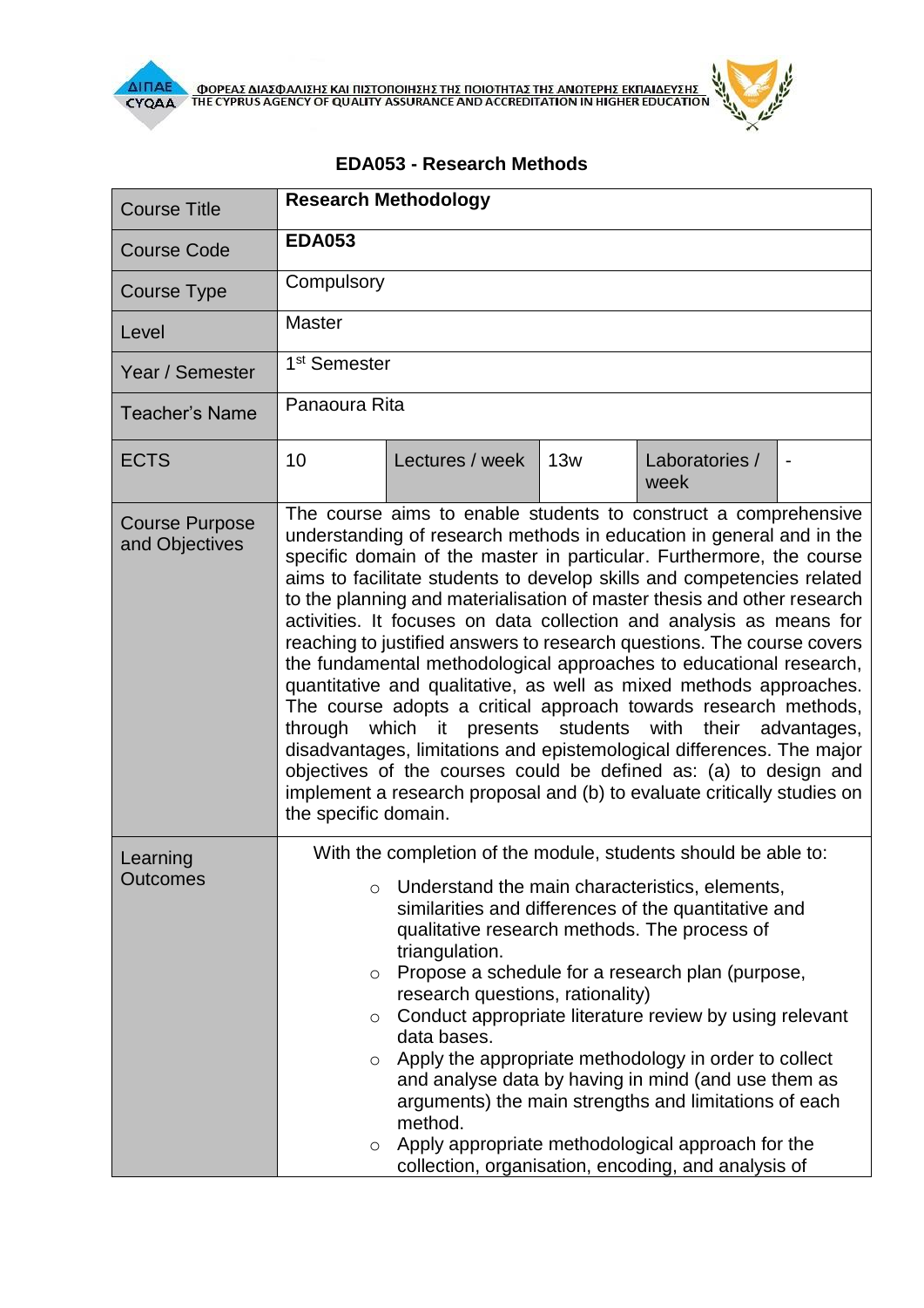# EDA053 - Research Methods

| | | | | | |
|---|---|---|---|---|---|
| Course Title | **Research Methodology** | | | | |
| Course Code | **EDA053** | | | | |
| Course Type | Compulsory | | | | |
| Level | Master | | | | |
| Year / Semester | 1st Semester | | | | |
| Teacher's Name | Panaoura Rita | | | | |
| ECTS | 10 | Lectures / week | 13w | Laboratories / week | - |
| Course Purpose and Objectives | The course aims to enable students to construct a comprehensive understanding of research methods in education in general and in the specific domain of the master in particular. Furthermore, the course aims to facilitate students to develop skills and competencies related to the planning and materialisation of master thesis and other research activities. It focuses on data collection and analysis as means for reaching to justified answers to research questions. The course covers the fundamental methodological approaches to educational research, quantitative and qualitative, as well as mixed methods approaches. The course adopts a critical approach towards research methods, through which it presents students with their advantages, disadvantages, limitations and epistemological differences. The major objectives of the courses could be defined as: (a) to design and implement a research proposal and (b) to evaluate critically studies on the specific domain. | | | | |
| Learning Outcomes | With the completion of the module, students should be able to:<br>○ Understand the main characteristics, elements, similarities and differences of the quantitative and qualitative research methods. The process of triangulation.<br>○ Propose a schedule for a research plan (purpose, research questions, rationality)<br>○ Conduct appropriate literature review by using relevant data bases.<br>○ Apply the appropriate methodology in order to collect and analyse data by having in mind (and use them as arguments) the main strengths and limitations of each method.<br>○ Apply appropriate methodological approach for the collection, organisation, encoding, and analysis of | | | | |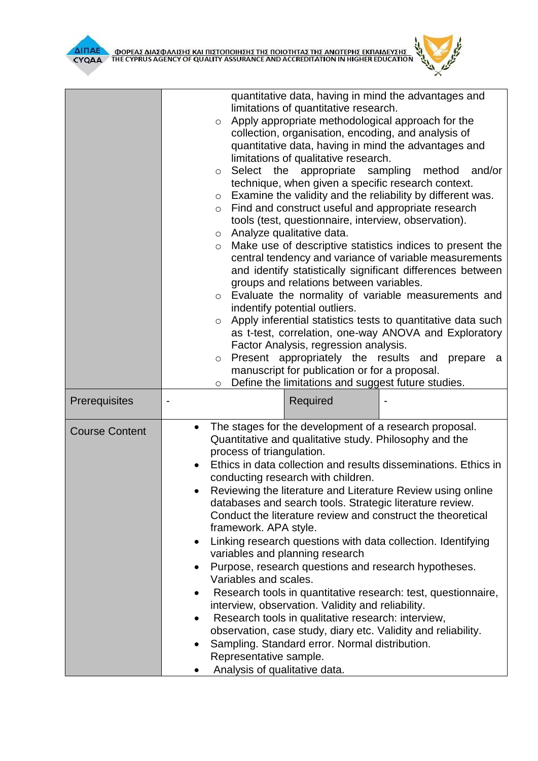| | | | |
|---|---|---|---|
| | quantitative data, having in mind the advantages and limitations of quantitative research.<br>○ Apply appropriate methodological approach for the collection, organisation, encoding, and analysis of quantitative data, having in mind the advantages and limitations of qualitative research.<br>○ Select the appropriate sampling method and/or technique, when given a specific research context.<br>○ Examine the validity and the reliability by different was.<br>○ Find and construct useful and appropriate research tools (test, questionnaire, interview, observation).<br>○ Analyze qualitative data.<br>○ Make use of descriptive statistics indices to present the central tendency and variance of variable measurements and identify statistically significant differences between groups and relations between variables.<br>○ Evaluate the normality of variable measurements and indentify potential outliers.<br>○ Apply inferential statistics tests to quantitative data such as t-test, correlation, one-way ANOVA and Exploratory Factor Analysis, regression analysis.<br>○ Present appropriately the results and prepare a manuscript for publication or for a proposal.<br>○ Define the limitations and suggest future studies. | | |
| Prerequisites | - | Required | - |
| Course Content | • The stages for the development of a research proposal. Quantitative and qualitative study. Philosophy and the process of triangulation.<br>• Ethics in data collection and results disseminations. Ethics in conducting research with children.<br>• Reviewing the literature and Literature Review using online databases and search tools. Strategic literature review. Conduct the literature review and construct the theoretical framework. APA style.<br>• Linking research questions with data collection. Identifying variables and planning research<br>• Purpose, research questions and research hypotheses. Variables and scales.<br>• Research tools in quantitative research: test, questionnaire, interview, observation. Validity and reliability.<br>• Research tools in qualitative research: interview, observation, case study, diary etc. Validity and reliability.<br>• Sampling. Standard error. Normal distribution. Representative sample.<br>• Analysis of qualitative data. | | |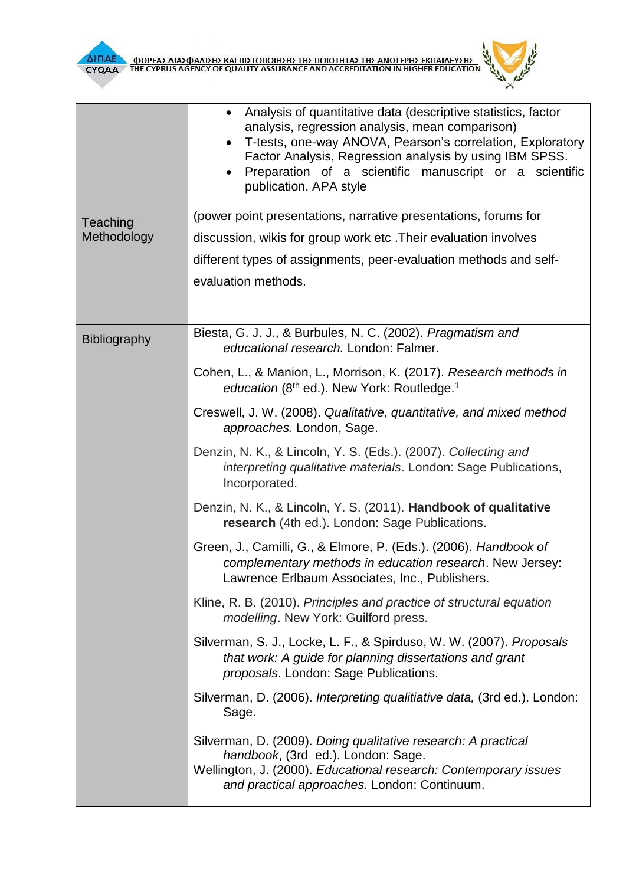| | |
|---|---|
| | • Analysis of quantitative data (descriptive statistics, factor analysis, regression analysis, mean comparison)<br>• T-tests, one-way ANOVA, Pearson's correlation, Exploratory Factor Analysis, Regression analysis by using IBM SPSS.<br>• Preparation of a scientific manuscript or a scientific publication. APA style |
| Teaching Methodology | (power point presentations, narrative presentations, forums for discussion, wikis for group work etc .Their evaluation involves different types of assignments, peer-evaluation methods and self-evaluation methods. |
| Bibliography | Biesta, G. J. J., & Burbules, N. C. (2002). *Pragmatism and educational research.* London: Falmer.<br><br>Cohen, L., & Manion, L., Morrison, K. (2017). *Research methods in education* (8th ed.). New York: Routledge.[1]<br><br>Creswell, J. W. (2008). *Qualitative, quantitative, and mixed method approaches.* London, Sage.<br><br>Denzin, N. K., & Lincoln, Y. S. (Eds.). (2007). *Collecting and interpreting qualitative materials*. London: Sage Publications, Incorporated.<br><br>Denzin, N. K., & Lincoln, Y. S. (2011). **Handbook of qualitative research** (4th ed.). London: Sage Publications.<br><br>Green, J., Camilli, G., & Elmore, P. (Eds.). (2006). *Handbook of complementary methods in education research*. New Jersey: Lawrence Erlbaum Associates, Inc., Publishers.<br><br>Kline, R. B. (2010). *Principles and practice of structural equation modelling*. New York: Guilford press.<br><br>Silverman, S. J., Locke, L. F., & Spirduso, W. W. (2007). *Proposals that work: A guide for planning dissertations and grant proposals*. London: Sage Publications.<br><br>Silverman, D. (2006). *Interpreting qualitiative data,* (3rd ed.). London: Sage.<br><br>Silverman, D. (2009). *Doing qualitative research: A practical handbook*, (3rd ed.). London: Sage.<br>Wellington, J. (2000). *Educational research: Contemporary issues and practical approaches.* London: Continuum. |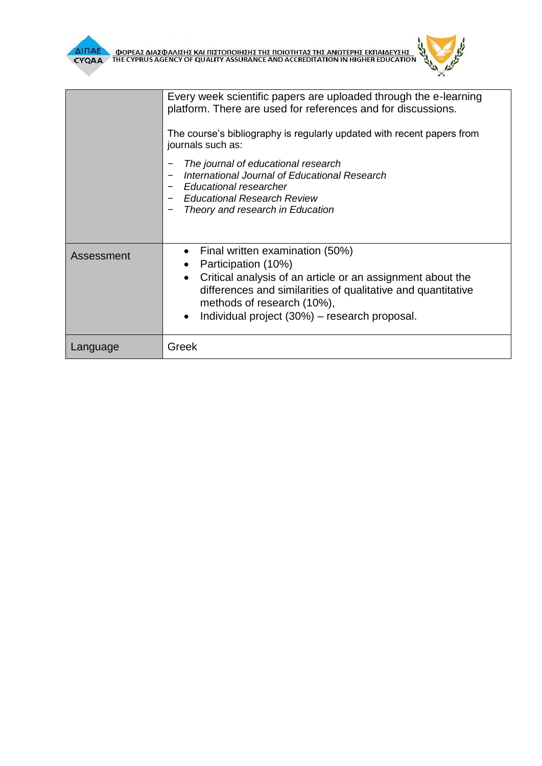| | |
|---|---|
| | Every week scientific papers are uploaded through the e-learning platform. There are used for references and for discussions.<br><br>The course's bibliography is regularly updated with recent papers from journals such as:<br><br>− *The journal of educational research*<br>− *International Journal of Educational Research*<br>− *Educational researcher*<br>− *Educational Research Review*<br>− *Theory and research in Education* |
| Assessment | • Final written examination (50%)<br>• Participation (10%)<br>• Critical analysis of an article or an assignment about the differences and similarities of qualitative and quantitative methods of research (10%),<br>• Individual project (30%) – research proposal. |
| Language | Greek |